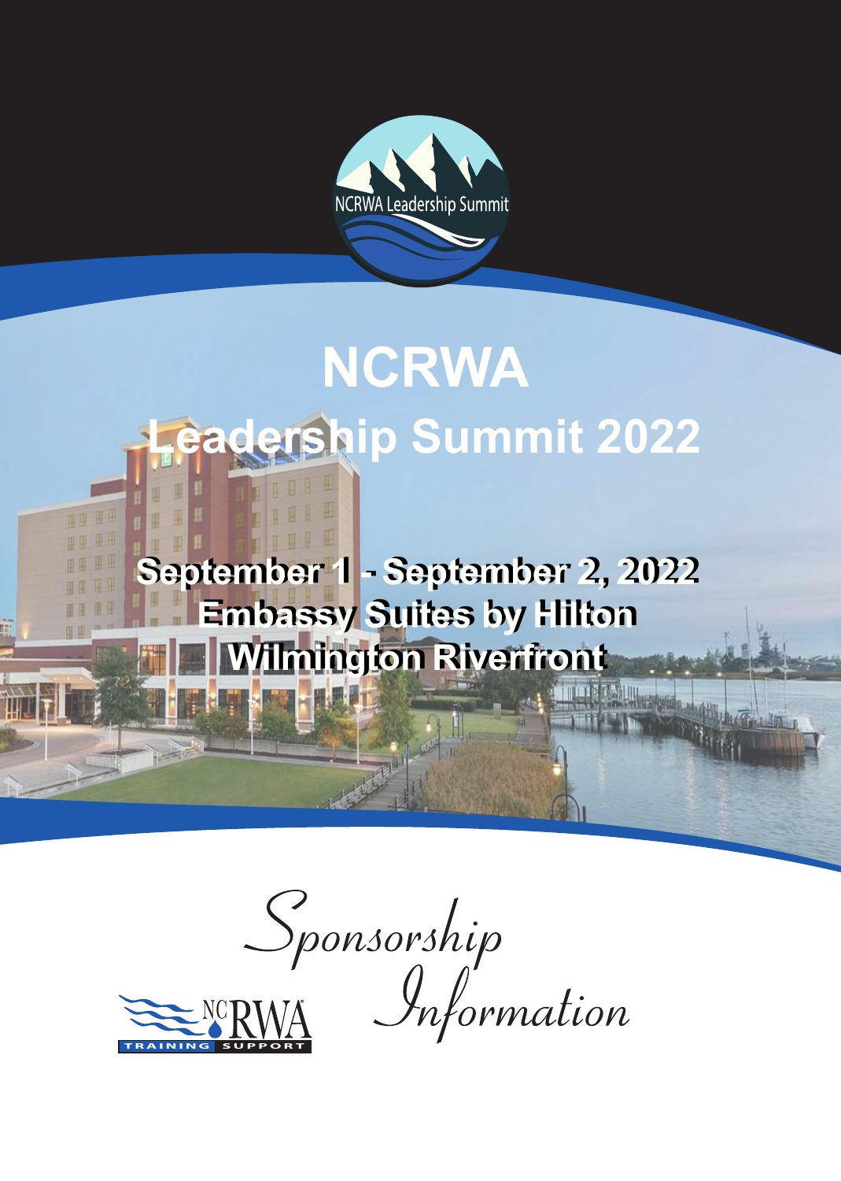NCRWA Leadership Summit

# NCRWA Leadership Summit 2022

**September 1 - September 2, 2022**
**Embassy Suites by Hilton**
**Wilmington Riverfront**

*Sponsorship Information*

NCRWA TRAINING SUPPORT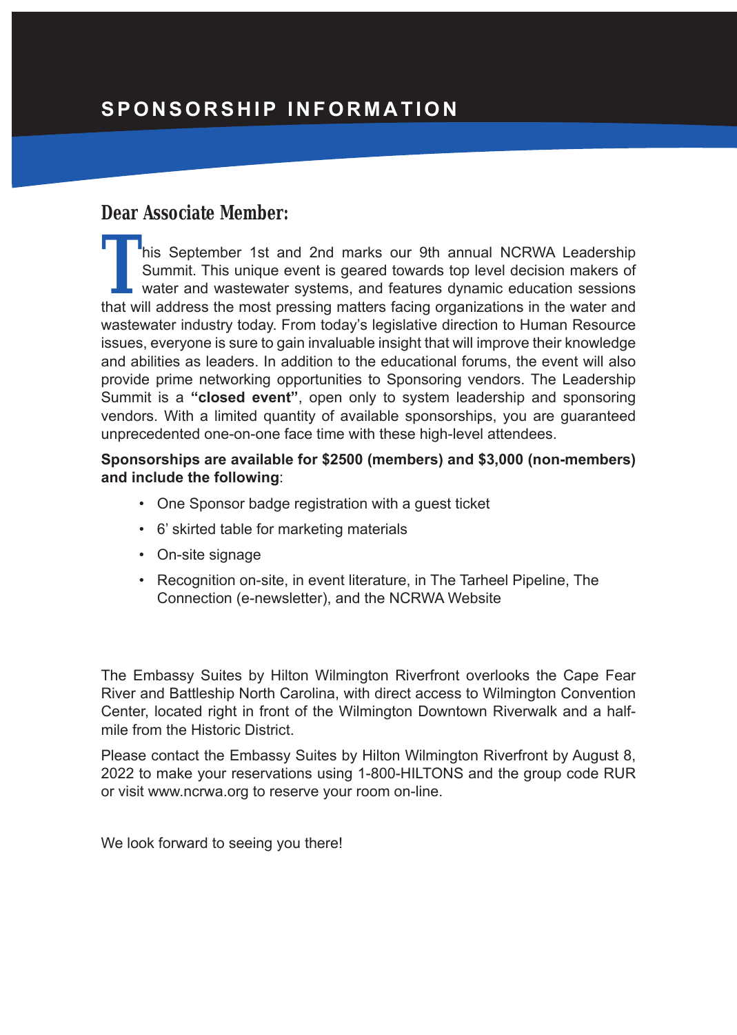# SPONSORSHIP INFORMATION

## Dear Associate Member:

This September 1st and 2nd marks our 9th annual NCRWA Leadership Summit. This unique event is geared towards top level decision makers of water and wastewater systems, and features dynamic education sessions that will address the most pressing matters facing organizations in the water and wastewater industry today. From today's legislative direction to Human Resource issues, everyone is sure to gain invaluable insight that will improve their knowledge and abilities as leaders. In addition to the educational forums, the event will also provide prime networking opportunities to Sponsoring vendors. The Leadership Summit is a **"closed event"**, open only to system leadership and sponsoring vendors. With a limited quantity of available sponsorships, you are guaranteed unprecedented one-on-one face time with these high-level attendees.

**Sponsorships are available for $2500 (members) and $3,000 (non-members) and include the following**:

- One Sponsor badge registration with a guest ticket
- 6' skirted table for marketing materials
- On-site signage
- Recognition on-site, in event literature, in The Tarheel Pipeline, The Connection (e-newsletter), and the NCRWA Website

The Embassy Suites by Hilton Wilmington Riverfront overlooks the Cape Fear River and Battleship North Carolina, with direct access to Wilmington Convention Center, located right in front of the Wilmington Downtown Riverwalk and a half-mile from the Historic District.

Please contact the Embassy Suites by Hilton Wilmington Riverfront by August 8, 2022 to make your reservations using 1-800-HILTONS and the group code RUR or visit www.ncrwa.org to reserve your room on-line.

We look forward to seeing you there!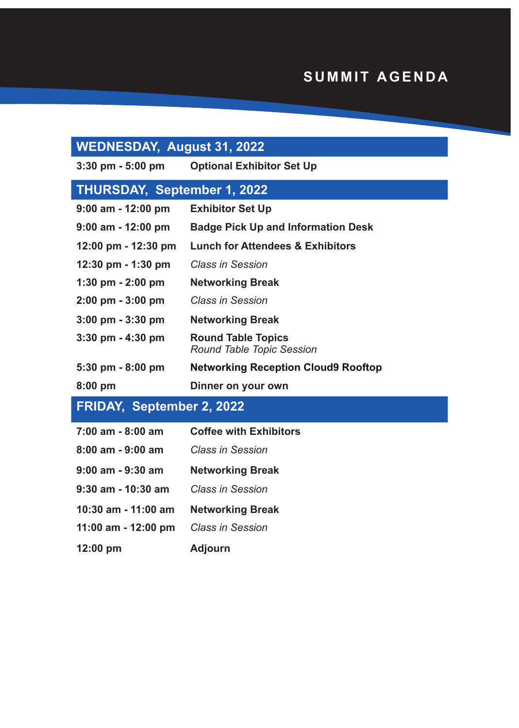# SUMMIT AGENDA

## WEDNESDAY, August 31, 2022

| | |
|---|---|
| **3:30 pm - 5:00 pm** | **Optional Exhibitor Set Up** |

## THURSDAY, September 1, 2022

| | |
|---|---|
| **9:00 am - 12:00 pm** | **Exhibitor Set Up** |
| **9:00 am - 12:00 pm** | **Badge Pick Up and Information Desk** |
| **12:00 pm - 12:30 pm** | **Lunch for Attendees & Exhibitors** |
| **12:30 pm - 1:30 pm** | *Class in Session* |
| **1:30 pm - 2:00 pm** | **Networking Break** |
| **2:00 pm - 3:00 pm** | *Class in Session* |
| **3:00 pm - 3:30 pm** | **Networking Break** |
| **3:30 pm - 4:30 pm** | **Round Table Topics** *Round Table Topic Session* |
| **5:30 pm - 8:00 pm** | **Networking Reception Cloud9 Rooftop** |
| **8:00 pm** | **Dinner on your own** |

## FRIDAY, September 2, 2022

| | |
|---|---|
| **7:00 am - 8:00 am** | **Coffee with Exhibitors** |
| **8:00 am - 9:00 am** | *Class in Session* |
| **9:00 am - 9:30 am** | **Networking Break** |
| **9:30 am - 10:30 am** | *Class in Session* |
| **10:30 am - 11:00 am** | **Networking Break** |
| **11:00 am - 12:00 pm** | *Class in Session* |
| **12:00 pm** | **Adjourn** |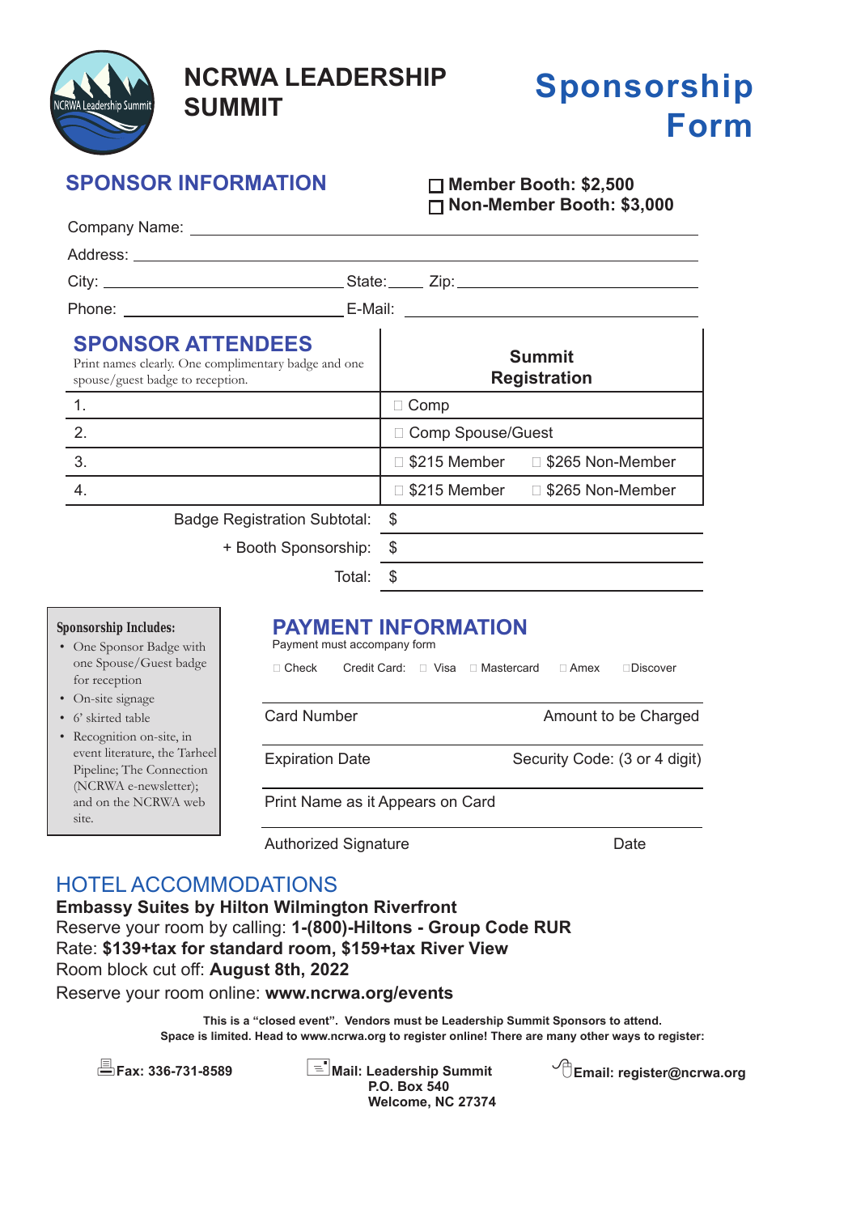# NCRWA LEADERSHIP SUMMIT

# Sponsorship Form

## SPONSOR INFORMATION

☐ **Member Booth: $2,500**
☐ **Non-Member Booth: $3,000**

Company Name: ______________________________

Address: ______________________________

City: ______________ State:_____ Zip: ______________

Phone: ______________ E-Mail: ______________

| **SPONSOR ATTENDEES** Print names clearly. One complimentary badge and one spouse/guest badge to reception. | **Summit Registration** |
|---|---|
| 1. | ☐ Comp |
| 2. | ☐ Comp Spouse/Guest |
| 3. | ☐ $215 Member ☐ $265 Non-Member |
| 4. | ☐ $215 Member ☐ $265 Non-Member |
| Badge Registration Subtotal: | $ |
| + Booth Sponsorship: | $ |
| Total: | $ |

**Sponsorship Includes:**

- One Sponsor Badge with one Spouse/Guest badge for reception
- On-site signage
- 6' skirted table
- Recognition on-site, in event literature, the Tarheel Pipeline; The Connection (NCRWA e-newsletter); and on the NCRWA web site.

## PAYMENT INFORMATION

Payment must accompany form

☐ Check Credit Card: ☐ Visa ☐ Mastercard ☐ Amex ☐ Discover

Card Number ______________ Amount to be Charged ______________

Expiration Date ______________ Security Code: (3 or 4 digit) ______________

Print Name as it Appears on Card ______________

Authorized Signature ______________ Date ______________

## HOTEL ACCOMMODATIONS

**Embassy Suites by Hilton Wilmington Riverfront**
Reserve your room by calling: **1-(800)-Hiltons - Group Code RUR**
Rate: **$139+tax for standard room, $159+tax River View**
Room block cut off: **August 8th, 2022**
Reserve your room online: **www.ncrwa.org/events**

**This is a "closed event". Vendors must be Leadership Summit Sponsors to attend.**
**Space is limited. Head to www.ncrwa.org to register online! There are many other ways to register:**

**Fax: 336-731-8589**

**Mail: Leadership Summit**
**P.O. Box 540**
**Welcome, NC 27374**

**Email: register@ncrwa.org**